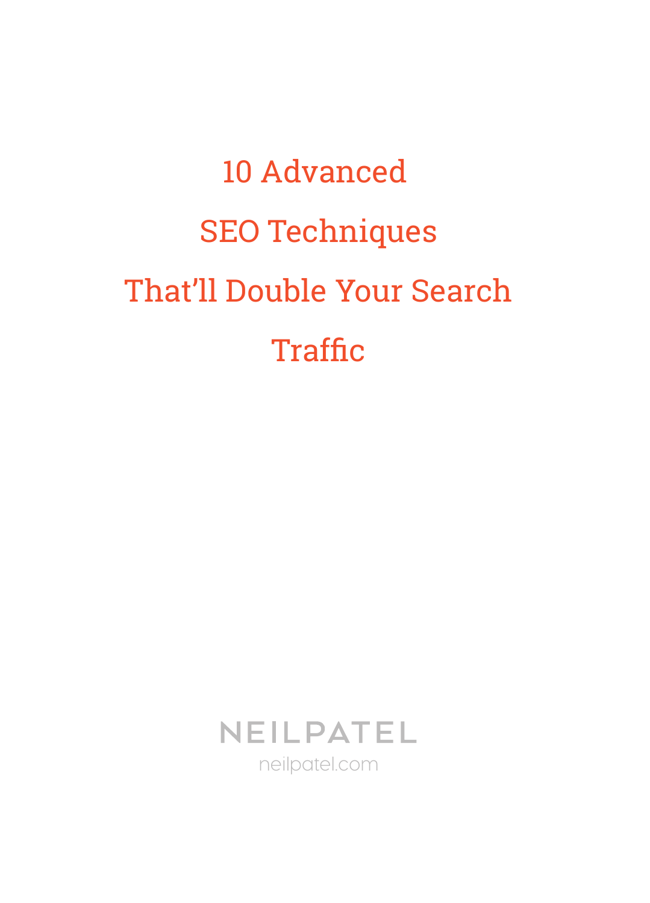# 10 Advanced SEO Techniques That'll Double Your Search Traffic

NEILPATEL

neilpatel.com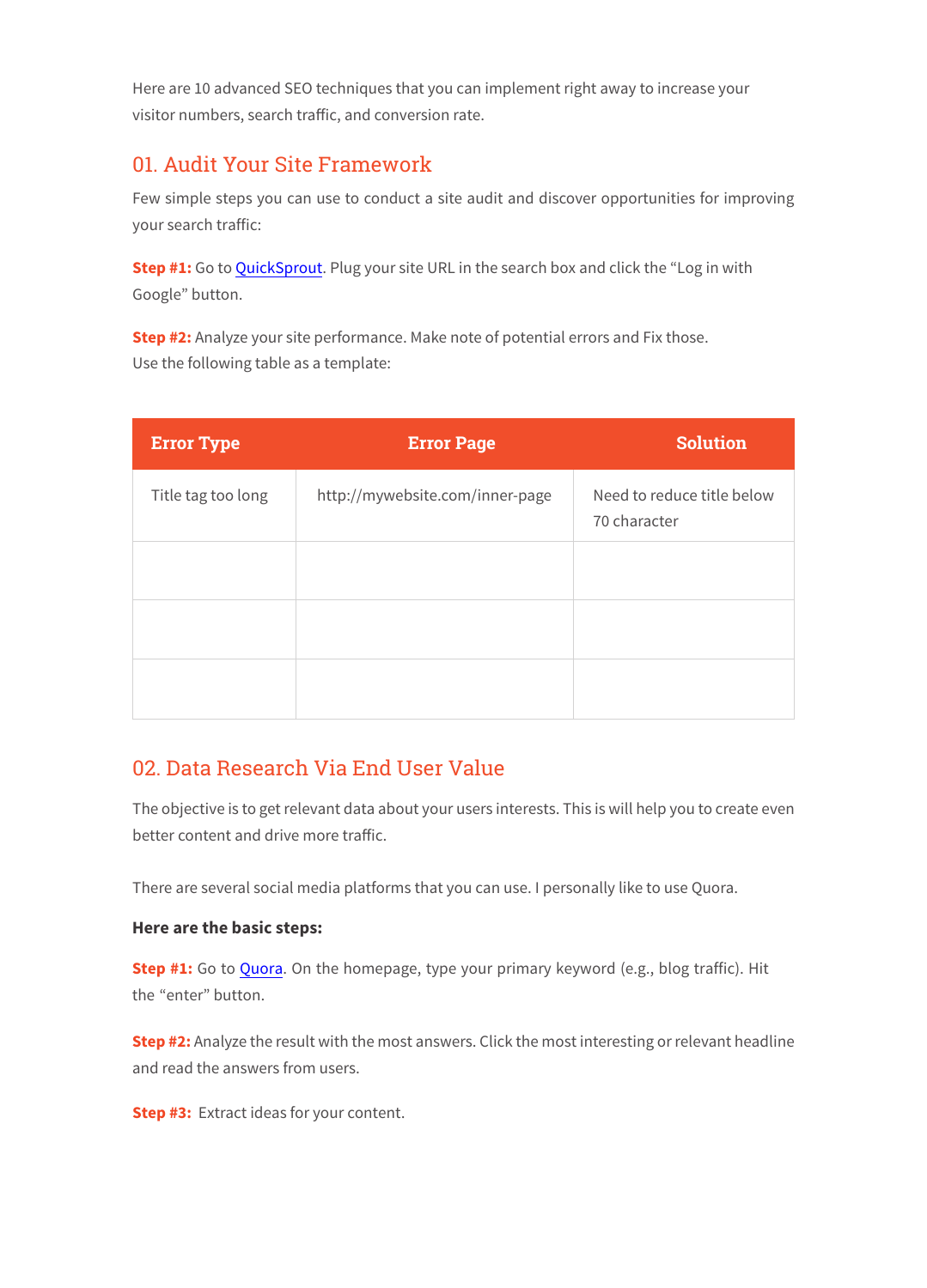Here are 10 advanced SEO techniques that you can implement right away to increase your visitor numbers, search traffic, and conversion rate.

## 01. Audit Your Site Framework

Few simple steps you can use to conduct a site audit and discover opportunities for improving your search traffic:

**Step #1:** Go to [QuickSprout](). Plug your site URL in the search box and click the "Log in with Google" button.

**Step #2:** Analyze your site performance. Make note of potential errors and Fix those.
Use the following table as a template:

| Error Type | Error Page | Solution |
| --- | --- | --- |
| Title tag too long | http://mywebsite.com/inner-page | Need to reduce title below 70 character |
| | | |
| | | |
| | | |

## 02. Data Research Via End User Value

The objective is to get relevant data about your users interests. This is will help you to create even better content and drive more traffic.

There are several social media platforms that you can use. I personally like to use Quora.

**Here are the basic steps:**

**Step #1:** Go to [Quora](). On the homepage, type your primary keyword (e.g., blog traffic). Hit the "enter" button.

**Step #2:** Analyze the result with the most answers. Click the most interesting or relevant headline and read the answers from users.

**Step #3:** Extract ideas for your content.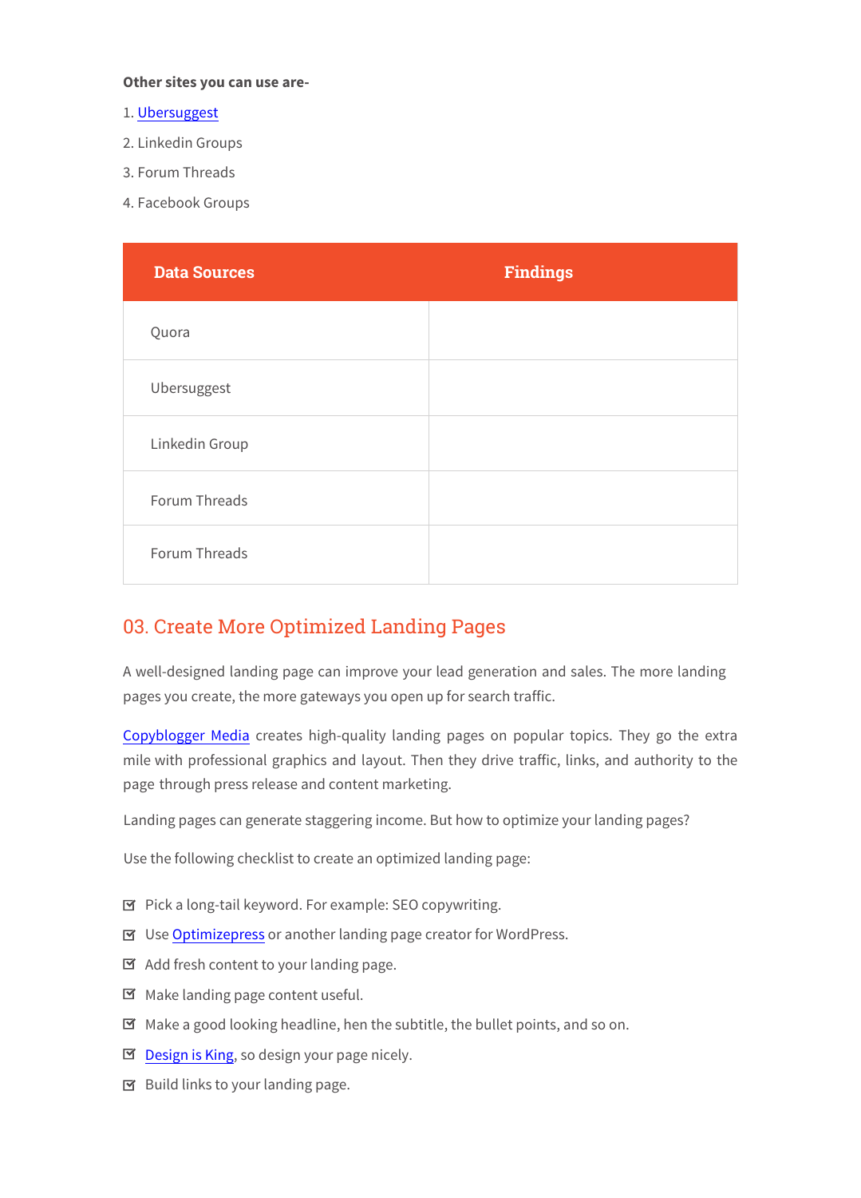**Other sites you can use are-**

1. [Ubersuggest]
2. Linkedin Groups
3. Forum Threads
4. Facebook Groups

| Data Sources | Findings |
|---|---|
| Quora | |
| Ubersuggest | |
| Linkedin Group | |
| Forum Threads | |
| Forum Threads | |

## 03. Create More Optimized Landing Pages

A well-designed landing page can improve your lead generation and sales. The more landing pages you create, the more gateways you open up for search traffic.

Copyblogger Media creates high-quality landing pages on popular topics. They go the extra mile with professional graphics and layout. Then they drive traffic, links, and authority to the page through press release and content marketing.

Landing pages can generate staggering income. But how to optimize your landing pages?

Use the following checklist to create an optimized landing page:

- ☑ Pick a long-tail keyword. For example: SEO copywriting.
- ☑ Use Optimizepress or another landing page creator for WordPress.
- ☑ Add fresh content to your landing page.
- ☑ Make landing page content useful.
- ☑ Make a good looking headline, hen the subtitle, the bullet points, and so on.
- ☑ Design is King, so design your page nicely.
- ☑ Build links to your landing page.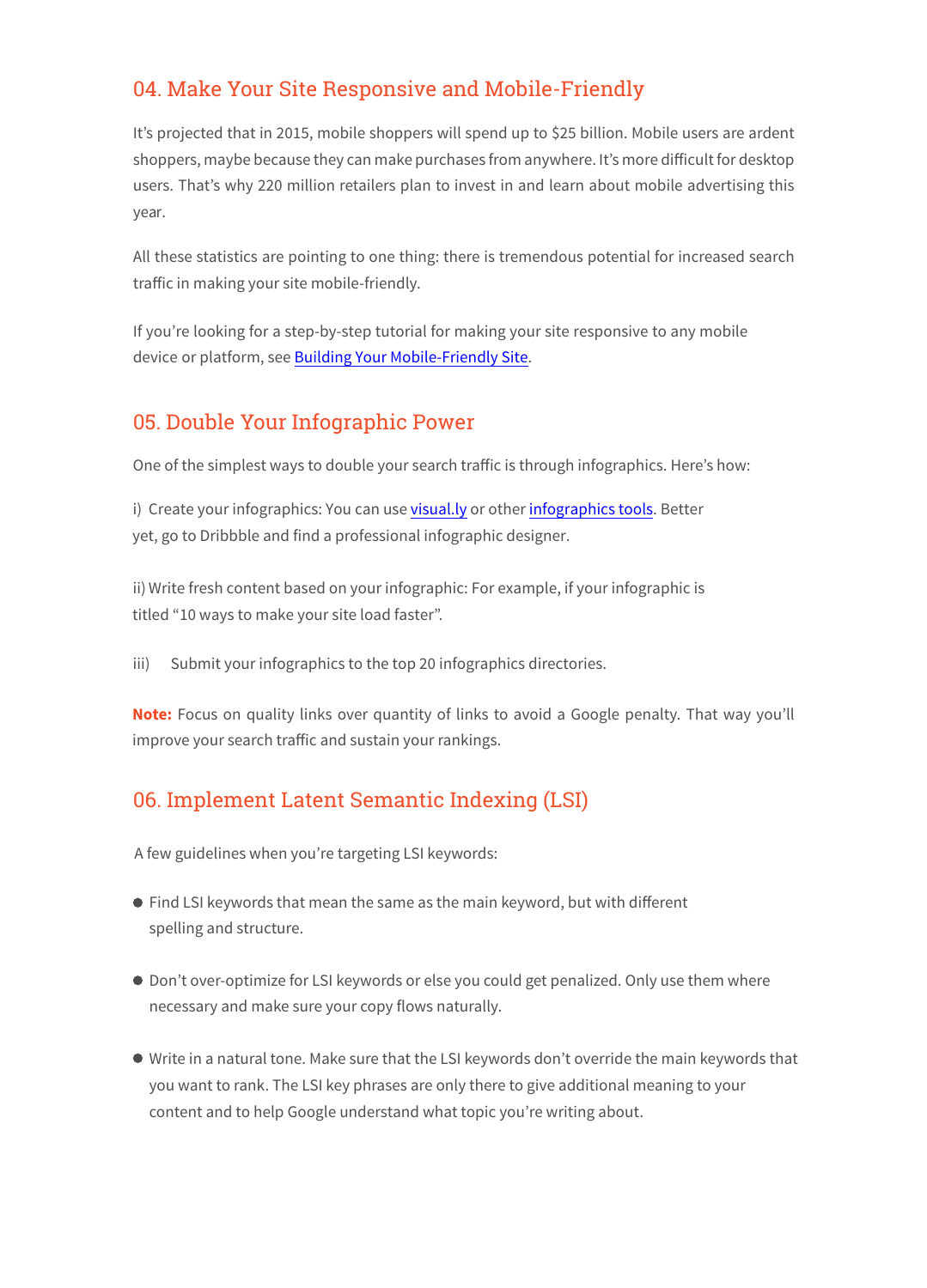## 04. Make Your Site Responsive and Mobile-Friendly

It's projected that in 2015, mobile shoppers will spend up to $25 billion. Mobile users are ardent shoppers, maybe because they can make purchases from anywhere. It's more difficult for desktop users. That's why 220 million retailers plan to invest in and learn about mobile advertising this year.

All these statistics are pointing to one thing: there is tremendous potential for increased search traffic in making your site mobile-friendly.

If you're looking for a step-by-step tutorial for making your site responsive to any mobile device or platform, see Building Your Mobile-Friendly Site.

## 05. Double Your Infographic Power

One of the simplest ways to double your search traffic is through infographics. Here's how:

i) Create your infographics: You can use visual.ly or other infographics tools. Better yet, go to Dribbble and find a professional infographic designer.

ii) Write fresh content based on your infographic: For example, if your infographic is titled "10 ways to make your site load faster".

iii) Submit your infographics to the top 20 infographics directories.

**Note:** Focus on quality links over quantity of links to avoid a Google penalty. That way you'll improve your search traffic and sustain your rankings.

## 06. Implement Latent Semantic Indexing (LSI)

A few guidelines when you're targeting LSI keywords:

- Find LSI keywords that mean the same as the main keyword, but with different spelling and structure.
- Don't over-optimize for LSI keywords or else you could get penalized. Only use them where necessary and make sure your copy flows naturally.
- Write in a natural tone. Make sure that the LSI keywords don't override the main keywords that you want to rank. The LSI key phrases are only there to give additional meaning to your content and to help Google understand what topic you're writing about.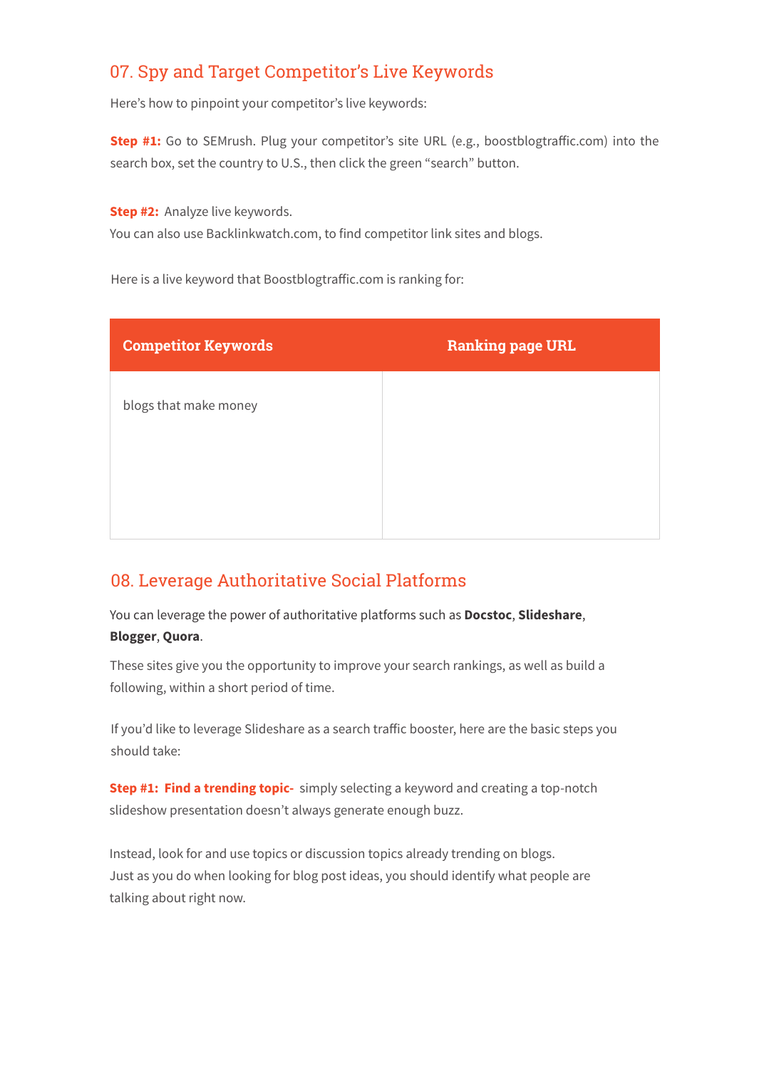## 07. Spy and Target Competitor's Live Keywords

Here's how to pinpoint your competitor's live keywords:

**Step #1:** Go to SEMrush. Plug your competitor's site URL (e.g., boostblogtraffic.com) into the search box, set the country to U.S., then click the green "search" button.

**Step #2:** Analyze live keywords.
You can also use Backlinkwatch.com, to find competitor link sites and blogs.

Here is a live keyword that Boostblogtraffic.com is ranking for:

| Competitor Keywords | Ranking page URL |
| --- | --- |
| blogs that make money | |

## 08. Leverage Authoritative Social Platforms

You can leverage the power of authoritative platforms such as **Docstoc**, **Slideshare**, **Blogger**, **Quora**.

These sites give you the opportunity to improve your search rankings, as well as build a following, within a short period of time.

If you'd like to leverage Slideshare as a search traffic booster, here are the basic steps you should take:

**Step #1: Find a trending topic-** simply selecting a keyword and creating a top-notch slideshow presentation doesn't always generate enough buzz.

Instead, look for and use topics or discussion topics already trending on blogs.
Just as you do when looking for blog post ideas, you should identify what people are talking about right now.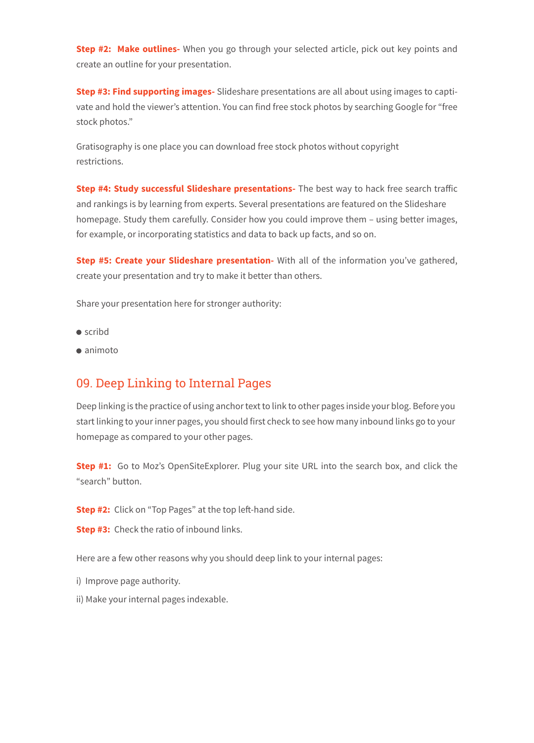**Step #2: Make outlines-** When you go through your selected article, pick out key points and create an outline for your presentation.

**Step #3: Find supporting images-** Slideshare presentations are all about using images to captivate and hold the viewer's attention. You can find free stock photos by searching Google for "free stock photos."

Gratisography is one place you can download free stock photos without copyright restrictions.

**Step #4: Study successful Slideshare presentations-** The best way to hack free search traffic and rankings is by learning from experts. Several presentations are featured on the Slideshare homepage. Study them carefully. Consider how you could improve them – using better images, for example, or incorporating statistics and data to back up facts, and so on.

**Step #5: Create your Slideshare presentation-** With all of the information you've gathered, create your presentation and try to make it better than others.

Share your presentation here for stronger authority:

- scribd
- animoto

## 09. Deep Linking to Internal Pages

Deep linking is the practice of using anchor text to link to other pages inside your blog. Before you start linking to your inner pages, you should first check to see how many inbound links go to your homepage as compared to your other pages.

**Step #1:** Go to Moz's OpenSiteExplorer. Plug your site URL into the search box, and click the "search" button.

**Step #2:** Click on "Top Pages" at the top left-hand side.

**Step #3:** Check the ratio of inbound links.

Here are a few other reasons why you should deep link to your internal pages:

i) Improve page authority.

ii) Make your internal pages indexable.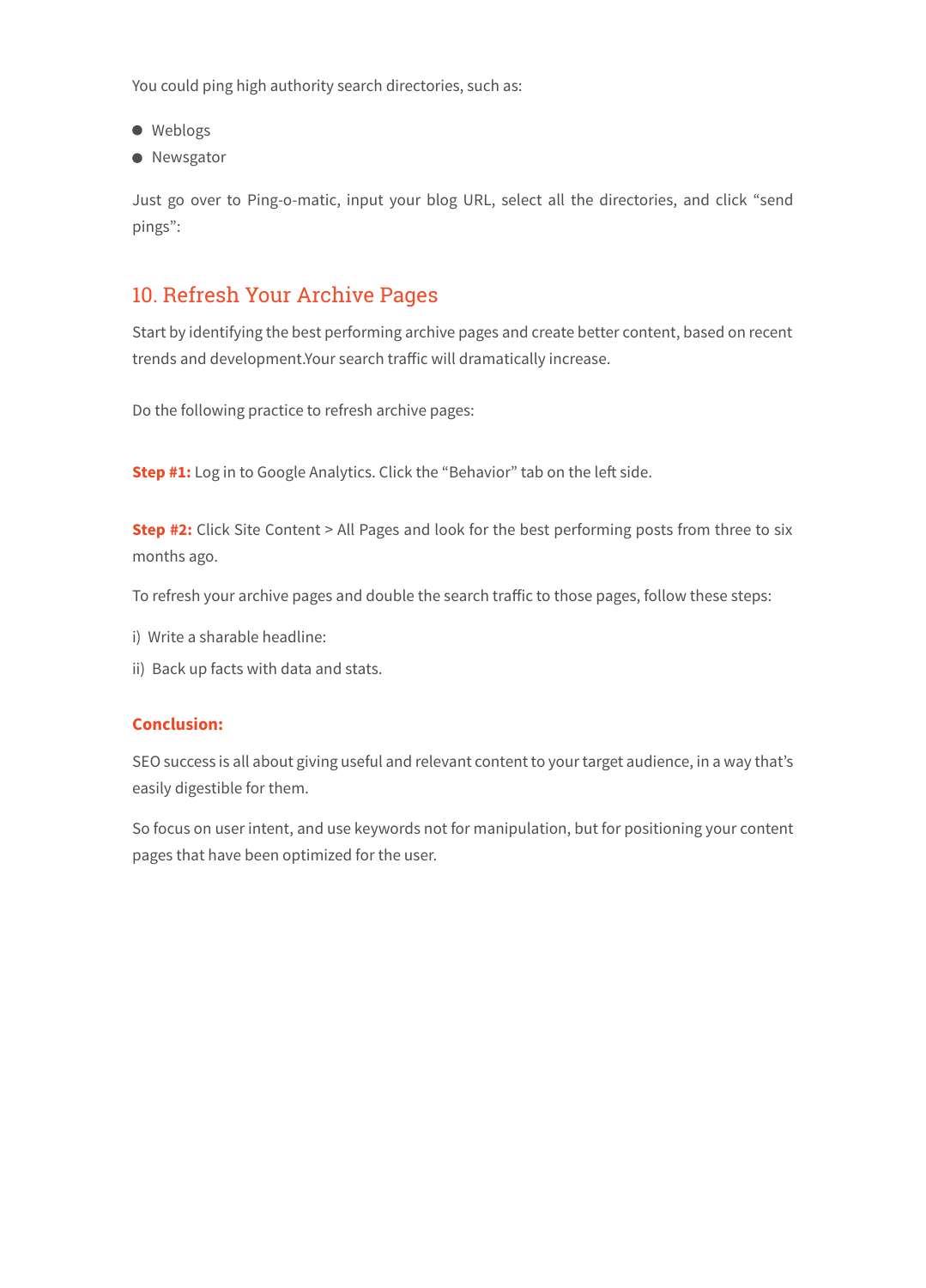You could ping high authority search directories, such as:

- Weblogs
- Newsgator

Just go over to Ping-o-matic, input your blog URL, select all the directories, and click "send pings":

## 10. Refresh Your Archive Pages

Start by identifying the best performing archive pages and create better content, based on recent trends and development.Your search traffic will dramatically increase.

Do the following practice to refresh archive pages:

**Step #1:** Log in to Google Analytics. Click the "Behavior" tab on the left side.

**Step #2:** Click Site Content > All Pages and look for the best performing posts from three to six months ago.

To refresh your archive pages and double the search traffic to those pages, follow these steps:

i) Write a sharable headline:

ii) Back up facts with data and stats.

**Conclusion:**

SEO success is all about giving useful and relevant content to your target audience, in a way that's easily digestible for them.

So focus on user intent, and use keywords not for manipulation, but for positioning your content pages that have been optimized for the user.